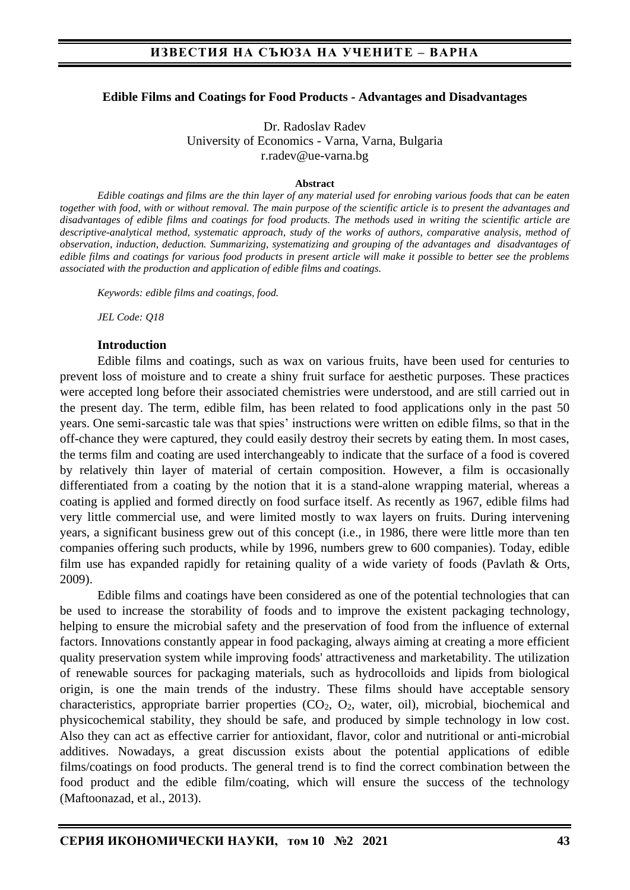## Edible Films and Coatings for Food Products - Advantages and Disadvantages

Dr. Radoslav Radev
University of Economics - Varna, Varna, Bulgaria
r.radev@ue-varna.bg

**Abstract**

*Edible coatings and films are the thin layer of any material used for enrobing various foods that can be eaten together with food, with or without removal. The main purpose of the scientific article is to present the advantages and disadvantages of edible films and coatings for food products. The methods used in writing the scientific article are descriptive-analytical method, systematic approach, study of the works of authors, comparative analysis, method of observation, induction, deduction. Summarizing, systematizing and grouping of the advantages and disadvantages of edible films and coatings for various food products in present article will make it possible to better see the problems associated with the production and application of edible films and coatings.*

*Keywords: edible films and coatings, food.*

*JEL Code: Q18*

### Introduction

Edible films and coatings, such as wax on various fruits, have been used for centuries to prevent loss of moisture and to create a shiny fruit surface for aesthetic purposes. These practices were accepted long before their associated chemistries were understood, and are still carried out in the present day. The term, edible film, has been related to food applications only in the past 50 years. One semi-sarcastic tale was that spies' instructions were written on edible films, so that in the off-chance they were captured, they could easily destroy their secrets by eating them. In most cases, the terms film and coating are used interchangeably to indicate that the surface of a food is covered by relatively thin layer of material of certain composition. However, a film is occasionally differentiated from a coating by the notion that it is a stand-alone wrapping material, whereas a coating is applied and formed directly on food surface itself. As recently as 1967, edible films had very little commercial use, and were limited mostly to wax layers on fruits. During intervening years, a significant business grew out of this concept (i.e., in 1986, there were little more than ten companies offering such products, while by 1996, numbers grew to 600 companies). Today, edible film use has expanded rapidly for retaining quality of a wide variety of foods (Pavlath & Orts, 2009).

Edible films and coatings have been considered as one of the potential technologies that can be used to increase the storability of foods and to improve the existent packaging technology, helping to ensure the microbial safety and the preservation of food from the influence of external factors. Innovations constantly appear in food packaging, always aiming at creating a more efficient quality preservation system while improving foods' attractiveness and marketability. The utilization of renewable sources for packaging materials, such as hydrocolloids and lipids from biological origin, is one the main trends of the industry. These films should have acceptable sensory characteristics, appropriate barrier properties ($CO_2$, $O_2$, water, oil), microbial, biochemical and physicochemical stability, they should be safe, and produced by simple technology in low cost. Also they can act as effective carrier for antioxidant, flavor, color and nutritional or anti-microbial additives. Nowadays, a great discussion exists about the potential applications of edible films/coatings on food products. The general trend is to find the correct combination between the food product and the edible film/coating, which will ensure the success of the technology (Maftoonazad, et al., 2013).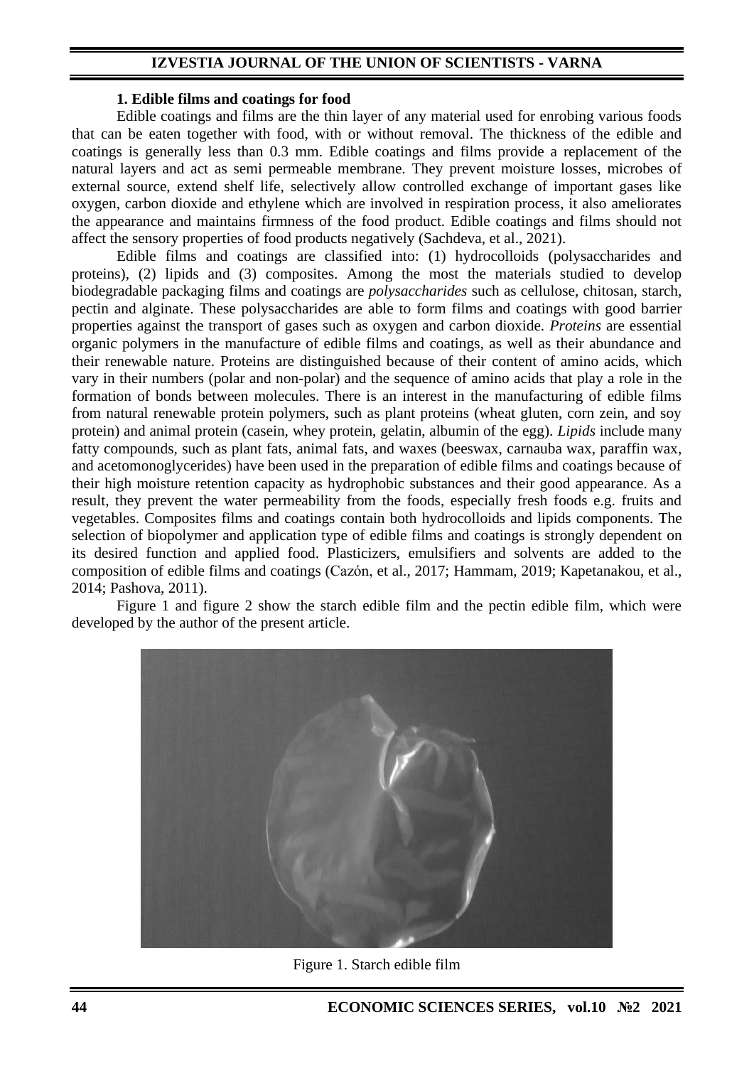### 1. Edible films and coatings for food

Edible coatings and films are the thin layer of any material used for enrobing various foods that can be eaten together with food, with or without removal. The thickness of the edible and coatings is generally less than 0.3 mm. Edible coatings and films provide a replacement of the natural layers and act as semi permeable membrane. They prevent moisture losses, microbes of external source, extend shelf life, selectively allow controlled exchange of important gases like oxygen, carbon dioxide and ethylene which are involved in respiration process, it also ameliorates the appearance and maintains firmness of the food product. Edible coatings and films should not affect the sensory properties of food products negatively (Sachdeva, et al., 2021).

Edible films and coatings are classified into: (1) hydrocolloids (polysaccharides and proteins), (2) lipids and (3) composites. Among the most the materials studied to develop biodegradable packaging films and coatings are *polysaccharides* such as cellulose, chitosan, starch, pectin and alginate. These polysaccharides are able to form films and coatings with good barrier properties against the transport of gases such as oxygen and carbon dioxide. *Proteins* are essential organic polymers in the manufacture of edible films and coatings, as well as their abundance and their renewable nature. Proteins are distinguished because of their content of amino acids, which vary in their numbers (polar and non-polar) and the sequence of amino acids that play a role in the formation of bonds between molecules. There is an interest in the manufacturing of edible films from natural renewable protein polymers, such as plant proteins (wheat gluten, corn zein, and soy protein) and animal protein (casein, whey protein, gelatin, albumin of the egg). *Lipids* include many fatty compounds, such as plant fats, animal fats, and waxes (beeswax, carnauba wax, paraffin wax, and acetomonoglycerides) have been used in the preparation of edible films and coatings because of their high moisture retention capacity as hydrophobic substances and their good appearance. As a result, they prevent the water permeability from the foods, especially fresh foods e.g. fruits and vegetables. Composites films and coatings contain both hydrocolloids and lipids components. The selection of biopolymer and application type of edible films and coatings is strongly dependent on its desired function and applied food. Plasticizers, emulsifiers and solvents are added to the composition of edible films and coatings (Cazón, et al., 2017; Hammam, 2019; Kapetanakou, et al., 2014; Pashova, 2011).

Figure 1 and figure 2 show the starch edible film and the pectin edible film, which were developed by the author of the present article.

Figure 1. Starch edible film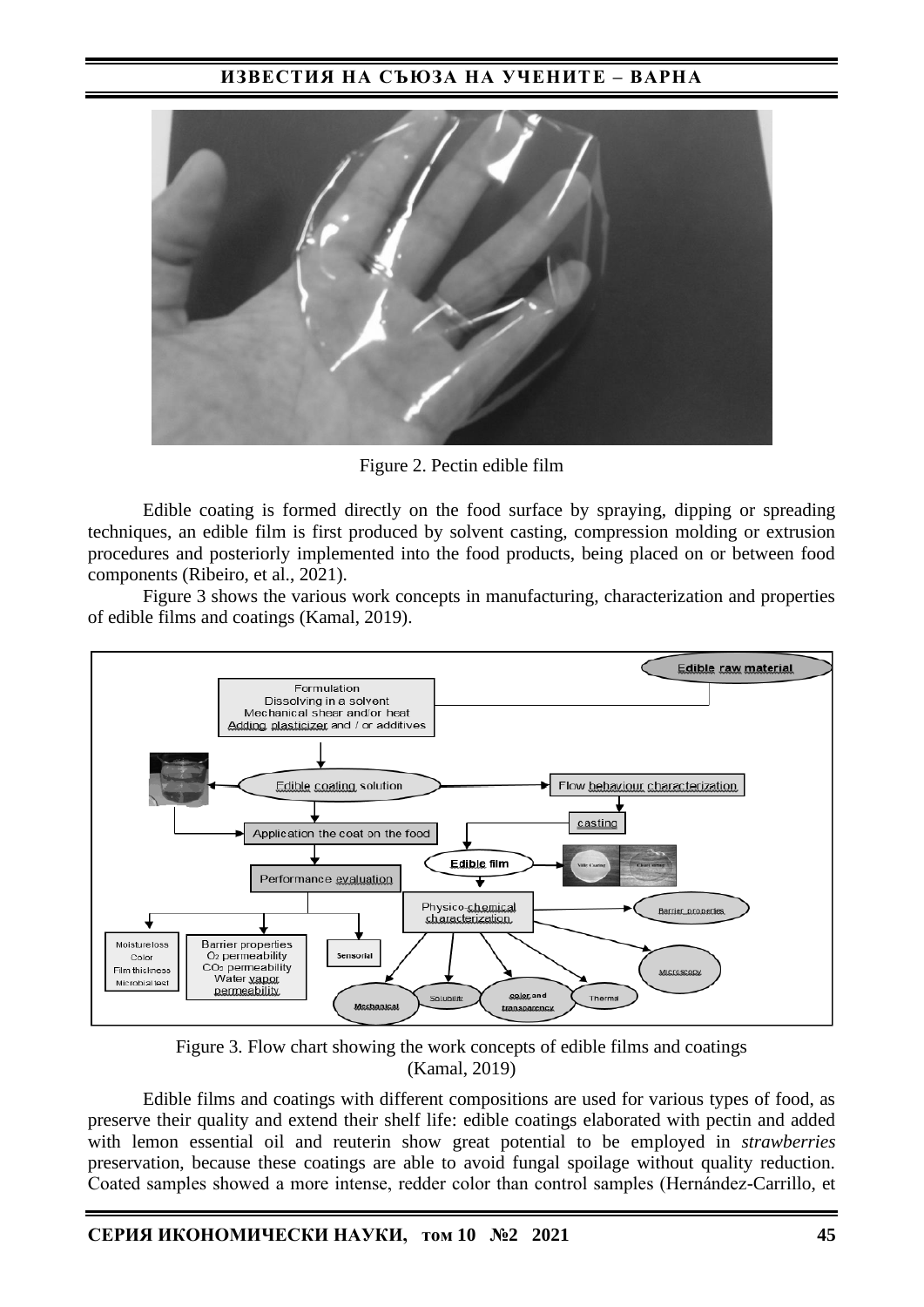Figure 2. Pectin edible film

Edible coating is formed directly on the food surface by spraying, dipping or spreading techniques, an edible film is first produced by solvent casting, compression molding or extrusion procedures and posteriorly implemented into the food products, being placed on or between food components (Ribeiro, et al., 2021).

Figure 3 shows the various work concepts in manufacturing, characterization and properties of edible films and coatings (Kamal, 2019).

Figure 3. Flow chart showing the work concepts of edible films and coatings (Kamal, 2019)

Edible films and coatings with different compositions are used for various types of food, as preserve their quality and extend their shelf life: edible coatings elaborated with pectin and added with lemon essential oil and reuterin show great potential to be employed in *strawberries* preservation, because these coatings are able to avoid fungal spoilage without quality reduction. Coated samples showed a more intense, redder color than control samples (Hernández-Carrillo, et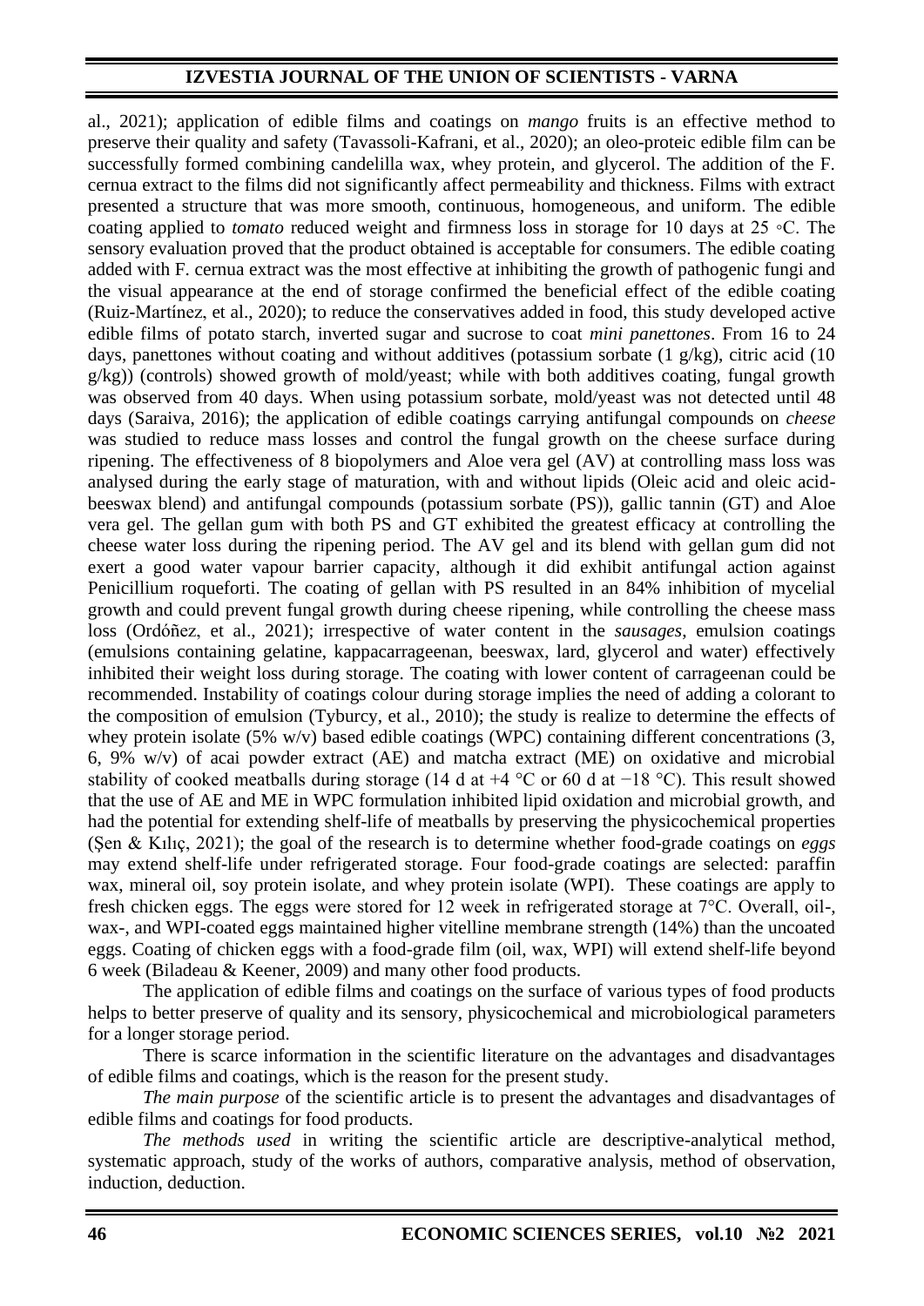al., 2021); application of edible films and coatings on *mango* fruits is an effective method to preserve their quality and safety (Tavassoli-Kafrani, et al., 2020); an oleo-proteic edible film can be successfully formed combining candelilla wax, whey protein, and glycerol. The addition of the F. cernua extract to the films did not significantly affect permeability and thickness. Films with extract presented a structure that was more smooth, continuous, homogeneous, and uniform. The edible coating applied to *tomato* reduced weight and firmness loss in storage for 10 days at 25 ◦C. The sensory evaluation proved that the product obtained is acceptable for consumers. The edible coating added with F. cernua extract was the most effective at inhibiting the growth of pathogenic fungi and the visual appearance at the end of storage confirmed the beneficial effect of the edible coating (Ruiz-Martínez, et al., 2020); to reduce the conservatives added in food, this study developed active edible films of potato starch, inverted sugar and sucrose to coat *mini panettones*. From 16 to 24 days, panettones without coating and without additives (potassium sorbate (1 g/kg), citric acid (10 g/kg)) (controls) showed growth of mold/yeast; while with both additives coating, fungal growth was observed from 40 days. When using potassium sorbate, mold/yeast was not detected until 48 days (Saraiva, 2016); the application of edible coatings carrying antifungal compounds on *cheese* was studied to reduce mass losses and control the fungal growth on the cheese surface during ripening. The effectiveness of 8 biopolymers and Aloe vera gel (AV) at controlling mass loss was analysed during the early stage of maturation, with and without lipids (Oleic acid and oleic acid-beeswax blend) and antifungal compounds (potassium sorbate (PS)), gallic tannin (GT) and Aloe vera gel. The gellan gum with both PS and GT exhibited the greatest efficacy at controlling the cheese water loss during the ripening period. The AV gel and its blend with gellan gum did not exert a good water vapour barrier capacity, although it did exhibit antifungal action against Penicillium roqueforti. The coating of gellan with PS resulted in an 84% inhibition of mycelial growth and could prevent fungal growth during cheese ripening, while controlling the cheese mass loss (Ordóñez, et al., 2021); irrespective of water content in the *sausages*, emulsion coatings (emulsions containing gelatine, kappacarrageenan, beeswax, lard, glycerol and water) effectively inhibited their weight loss during storage. The coating with lower content of carrageenan could be recommended. Instability of coatings colour during storage implies the need of adding a colorant to the composition of emulsion (Tyburcy, et al., 2010); the study is realize to determine the effects of whey protein isolate (5% w/v) based edible coatings (WPC) containing different concentrations (3, 6, 9% w/v) of acai powder extract (AE) and matcha extract (ME) on oxidative and microbial stability of cooked meatballs during storage (14 d at +4 °C or 60 d at −18 °C). This result showed that the use of AE and ME in WPC formulation inhibited lipid oxidation and microbial growth, and had the potential for extending shelf-life of meatballs by preserving the physicochemical properties (Şen & Kılıç, 2021); the goal of the research is to determine whether food-grade coatings on *eggs* may extend shelf-life under refrigerated storage. Four food-grade coatings are selected: paraffin wax, mineral oil, soy protein isolate, and whey protein isolate (WPI). These coatings are apply to fresh chicken eggs. The eggs were stored for 12 week in refrigerated storage at 7°C. Overall, oil-, wax-, and WPI-coated eggs maintained higher vitelline membrane strength (14%) than the uncoated eggs. Coating of chicken eggs with a food-grade film (oil, wax, WPI) will extend shelf-life beyond 6 week (Biladeau & Keener, 2009) and many other food products.

The application of edible films and coatings on the surface of various types of food products helps to better preserve of quality and its sensory, physicochemical and microbiological parameters for a longer storage period.

There is scarce information in the scientific literature on the advantages and disadvantages of edible films and coatings, which is the reason for the present study.

*The main purpose* of the scientific article is to present the advantages and disadvantages of edible films and coatings for food products.

*The methods used* in writing the scientific article are descriptive-analytical method, systematic approach, study of the works of authors, comparative analysis, method of observation, induction, deduction.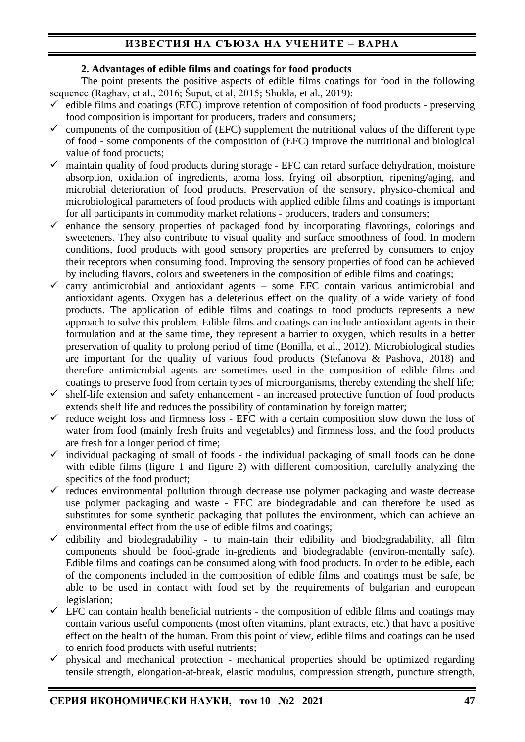### 2. Advantages of edible films and coatings for food products

The point presents the positive aspects of edible films coatings for food in the following sequence (Raghav, et al., 2016; Šuput, et al, 2015; Shukla, et al., 2019):

- ✓ edible films and coatings (EFC) improve retention of composition of food products - preserving food composition is important for producers, traders and consumers;
- ✓ components of the composition of (EFC) supplement the nutritional values of the different type of food - some components of the composition of (EFC) improve the nutritional and biological value of food products;
- ✓ maintain quality of food products during storage - EFC can retard surface dehydration, moisture absorption, oxidation of ingredients, aroma loss, frying oil absorption, ripening/aging, and microbial deterioration of food products. Preservation of the sensory, physico-chemical and microbiological parameters of food products with applied edible films and coatings is important for all participants in commodity market relations - producers, traders and consumers;
- ✓ enhance the sensory properties of packaged food by incorporating flavorings, colorings and sweeteners. They also contribute to visual quality and surface smoothness of food. In modern conditions, food products with good sensory properties are preferred by consumers to enjoy their receptors when consuming food. Improving the sensory properties of food can be achieved by including flavors, colors and sweeteners in the composition of edible films and coatings;
- ✓ carry antimicrobial and antioxidant agents – some EFC contain various antimicrobial and antioxidant agents. Oxygen has a deleterious effect on the quality of a wide variety of food products. The application of edible films and coatings to food products represents a new approach to solve this problem. Edible films and coatings can include antioxidant agents in their formulation and at the same time, they represent a barrier to oxygen, which results in a better preservation of quality to prolong period of time (Bonilla, et al., 2012). Microbiological studies are important for the quality of various food products (Stefanova & Pashova, 2018) and therefore antimicrobial agents are sometimes used in the composition of edible films and coatings to preserve food from certain types of microorganisms, thereby extending the shelf life;
- ✓ shelf-life extension and safety enhancement - an increased protective function of food products extends shelf life and reduces the possibility of contamination by foreign matter;
- ✓ reduce weight loss and firmness loss - EFC with a certain composition slow down the loss of water from food (mainly fresh fruits and vegetables) and firmness loss, and the food products are fresh for a longer period of time;
- ✓ individual packaging of small of foods - the individual packaging of small foods can be done with edible films (figure 1 and figure 2) with different composition, carefully analyzing the specifics of the food product;
- ✓ reduces environmental pollution through decrease use polymer packaging and waste decrease use polymer packaging and waste - EFC are biodegradable and can therefore be used as substitutes for some synthetic packaging that pollutes the environment, which can achieve an environmental effect from the use of edible films and coatings;
- ✓ edibility and biodegradability - to main-tain their edibility and biodegradability, all film components should be food-grade in-gredients and biodegradable (environ-mentally safe). Edible films and coatings can be consumed along with food products. In order to be edible, each of the components included in the composition of edible films and coatings must be safe, be able to be used in contact with food set by the requirements of bulgarian and european legislation;
- ✓ EFC can contain health beneficial nutrients - the composition of edible films and coatings may contain various useful components (most often vitamins, plant extracts, etc.) that have a positive effect on the health of the human. From this point of view, edible films and coatings can be used to enrich food products with useful nutrients;
- ✓ physical and mechanical protection - mechanical properties should be optimized regarding tensile strength, elongation-at-break, elastic modulus, compression strength, puncture strength,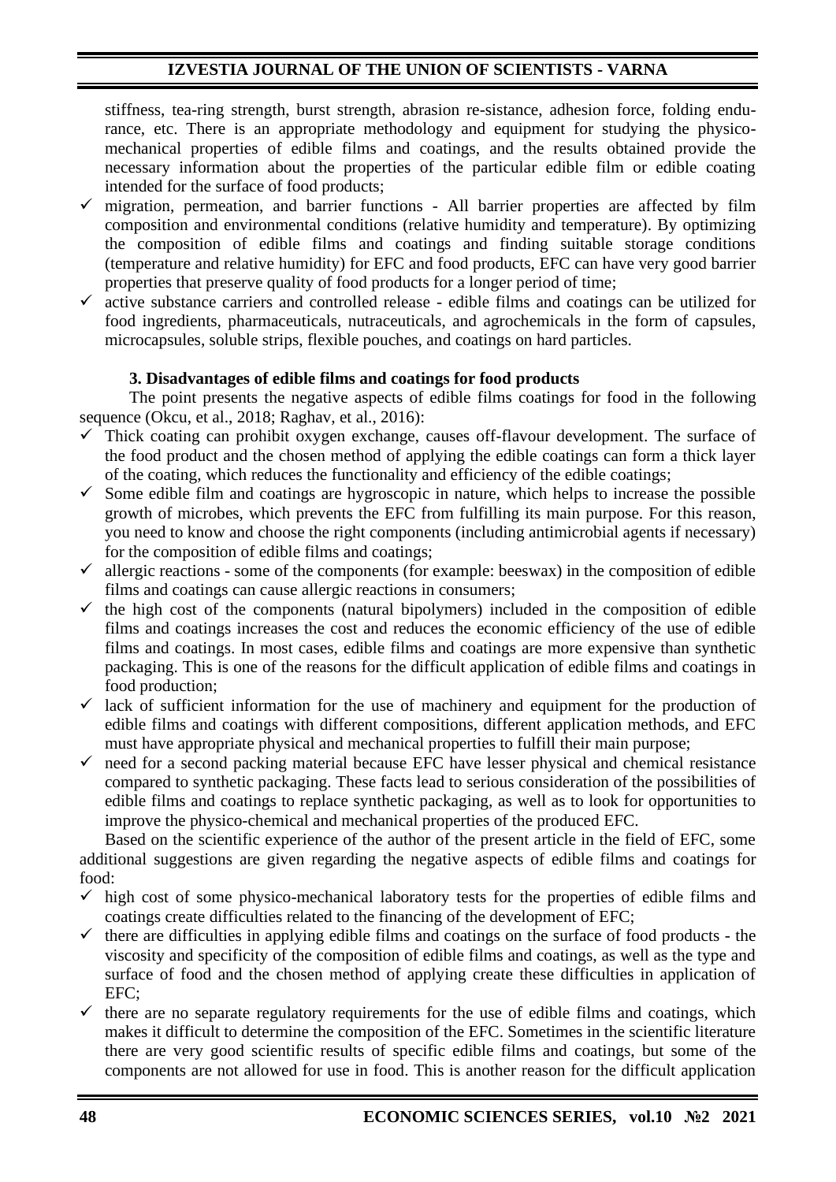stiffness, tea-ring strength, burst strength, abrasion re-sistance, adhesion force, folding endu-rance, etc. There is an appropriate methodology and equipment for studying the physico-mechanical properties of edible films and coatings, and the results obtained provide the necessary information about the properties of the particular edible film or edible coating intended for the surface of food products;

- ✓ migration, permeation, and barrier functions - All barrier properties are affected by film composition and environmental conditions (relative humidity and temperature). By optimizing the composition of edible films and coatings and finding suitable storage conditions (temperature and relative humidity) for EFC and food products, EFC can have very good barrier properties that preserve quality of food products for a longer period of time;
- ✓ active substance carriers and controlled release - edible films and coatings can be utilized for food ingredients, pharmaceuticals, nutraceuticals, and agrochemicals in the form of capsules, microcapsules, soluble strips, flexible pouches, and coatings on hard particles.

### 3. Disadvantages of edible films and coatings for food products

The point presents the negative aspects of edible films coatings for food in the following sequence (Okcu, et al., 2018; Raghav, et al., 2016):

- ✓ Thick coating can prohibit oxygen exchange, causes off-flavour development. The surface of the food product and the chosen method of applying the edible coatings can form a thick layer of the coating, which reduces the functionality and efficiency of the edible coatings;
- ✓ Some edible film and coatings are hygroscopic in nature, which helps to increase the possible growth of microbes, which prevents the EFC from fulfilling its main purpose. For this reason, you need to know and choose the right components (including antimicrobial agents if necessary) for the composition of edible films and coatings;
- ✓ allergic reactions - some of the components (for example: beeswax) in the composition of edible films and coatings can cause allergic reactions in consumers;
- ✓ the high cost of the components (natural bipolymers) included in the composition of edible films and coatings increases the cost and reduces the economic efficiency of the use of edible films and coatings. In most cases, edible films and coatings are more expensive than synthetic packaging. This is one of the reasons for the difficult application of edible films and coatings in food production;
- ✓ lack of sufficient information for the use of machinery and equipment for the production of edible films and coatings with different compositions, different application methods, and EFC must have appropriate physical and mechanical properties to fulfill their main purpose;
- ✓ need for a second packing material because EFC have lesser physical and chemical resistance compared to synthetic packaging. These facts lead to serious consideration of the possibilities of edible films and coatings to replace synthetic packaging, as well as to look for opportunities to improve the physico-chemical and mechanical properties of the produced EFC.

Based on the scientific experience of the author of the present article in the field of EFC, some additional suggestions are given regarding the negative aspects of edible films and coatings for food:

- ✓ high cost of some physico-mechanical laboratory tests for the properties of edible films and coatings create difficulties related to the financing of the development of EFC;
- ✓ there are difficulties in applying edible films and coatings on the surface of food products - the viscosity and specificity of the composition of edible films and coatings, as well as the type and surface of food and the chosen method of applying create these difficulties in application of EFC;
- ✓ there are no separate regulatory requirements for the use of edible films and coatings, which makes it difficult to determine the composition of the EFC. Sometimes in the scientific literature there are very good scientific results of specific edible films and coatings, but some of the components are not allowed for use in food. This is another reason for the difficult application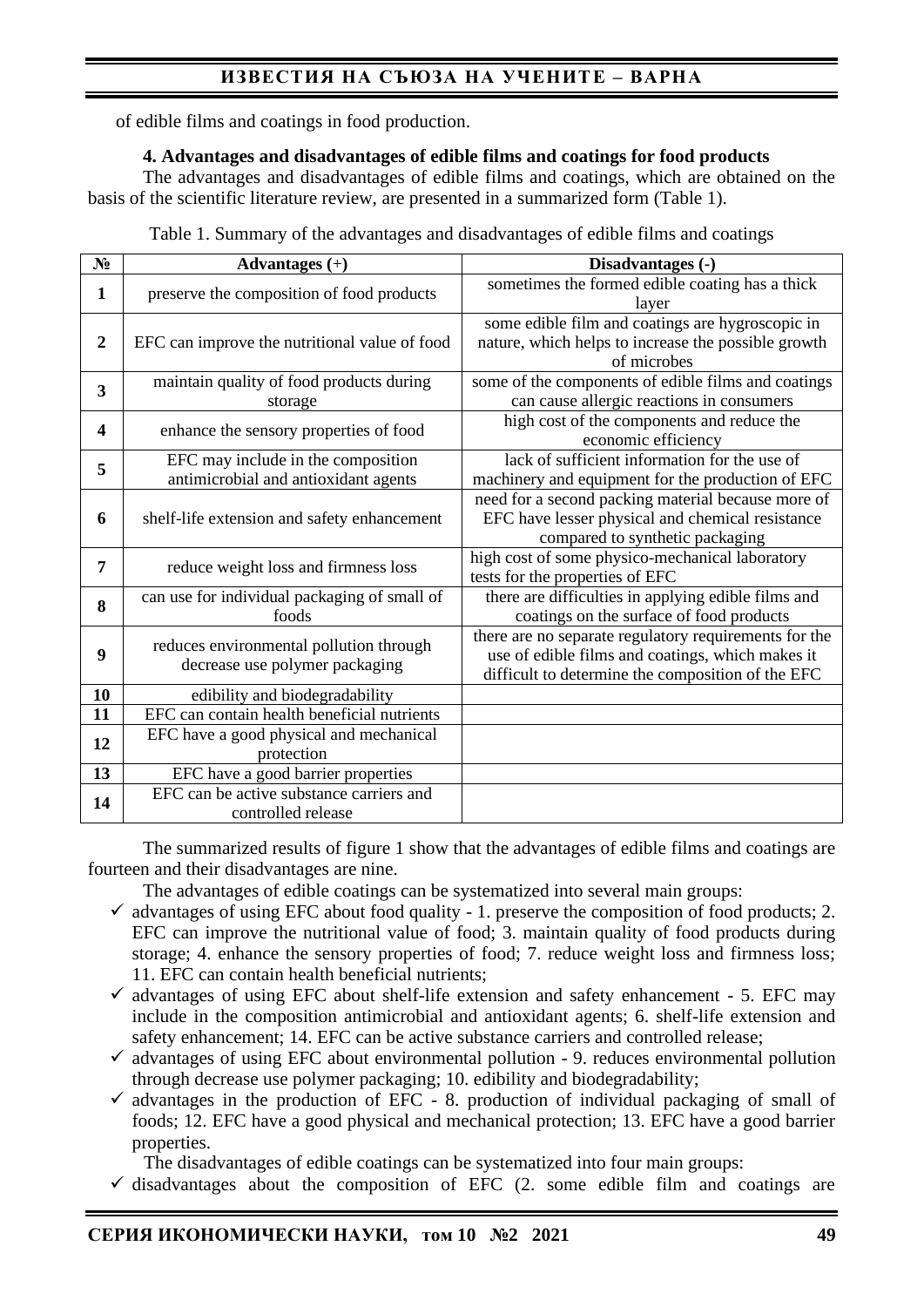of edible films and coatings in food production.

### 4. Advantages and disadvantages of edible films and coatings for food products

The advantages and disadvantages of edible films and coatings, which are obtained on the basis of the scientific literature review, are presented in a summarized form (Table 1).

Table 1. Summary of the advantages and disadvantages of edible films and coatings

| № | Advantages (+) | Disadvantages (-) |
|---|---|---|
| 1 | preserve the composition of food products | sometimes the formed edible coating has a thick layer |
| 2 | EFC can improve the nutritional value of food | some edible film and coatings are hygroscopic in nature, which helps to increase the possible growth of microbes |
| 3 | maintain quality of food products during storage | some of the components of edible films and coatings can cause allergic reactions in consumers |
| 4 | enhance the sensory properties of food | high cost of the components and reduce the economic efficiency |
| 5 | EFC may include in the composition antimicrobial and antioxidant agents | lack of sufficient information for the use of machinery and equipment for the production of EFC |
| 6 | shelf-life extension and safety enhancement | need for a second packing material because more of EFC have lesser physical and chemical resistance compared to synthetic packaging |
| 7 | reduce weight loss and firmness loss | high cost of some physico-mechanical laboratory tests for the properties of EFC |
| 8 | can use for individual packaging of small of foods | there are difficulties in applying edible films and coatings on the surface of food products |
| 9 | reduces environmental pollution through decrease use polymer packaging | there are no separate regulatory requirements for the use of edible films and coatings, which makes it difficult to determine the composition of the EFC |
| 10 | edibility and biodegradability | |
| 11 | EFC can contain health beneficial nutrients | |
| 12 | EFC have a good physical and mechanical protection | |
| 13 | EFC have a good barrier properties | |
| 14 | EFC can be active substance carriers and controlled release | |

The summarized results of figure 1 show that the advantages of edible films and coatings are fourteen and their disadvantages are nine.

The advantages of edible coatings can be systematized into several main groups:

- ✓ advantages of using EFC about food quality - 1. preserve the composition of food products; 2. EFC can improve the nutritional value of food; 3. maintain quality of food products during storage; 4. enhance the sensory properties of food; 7. reduce weight loss and firmness loss; 11. EFC can contain health beneficial nutrients;
- ✓ advantages of using EFC about shelf-life extension and safety enhancement - 5. EFC may include in the composition antimicrobial and antioxidant agents; 6. shelf-life extension and safety enhancement; 14. EFC can be active substance carriers and controlled release;
- ✓ advantages of using EFC about environmental pollution - 9. reduces environmental pollution through decrease use polymer packaging; 10. edibility and biodegradability;
- ✓ advantages in the production of EFC - 8. production of individual packaging of small of foods; 12. EFC have a good physical and mechanical protection; 13. EFC have a good barrier properties.

The disadvantages of edible coatings can be systematized into four main groups:

- ✓ disadvantages about the composition of EFC (2. some edible film and coatings are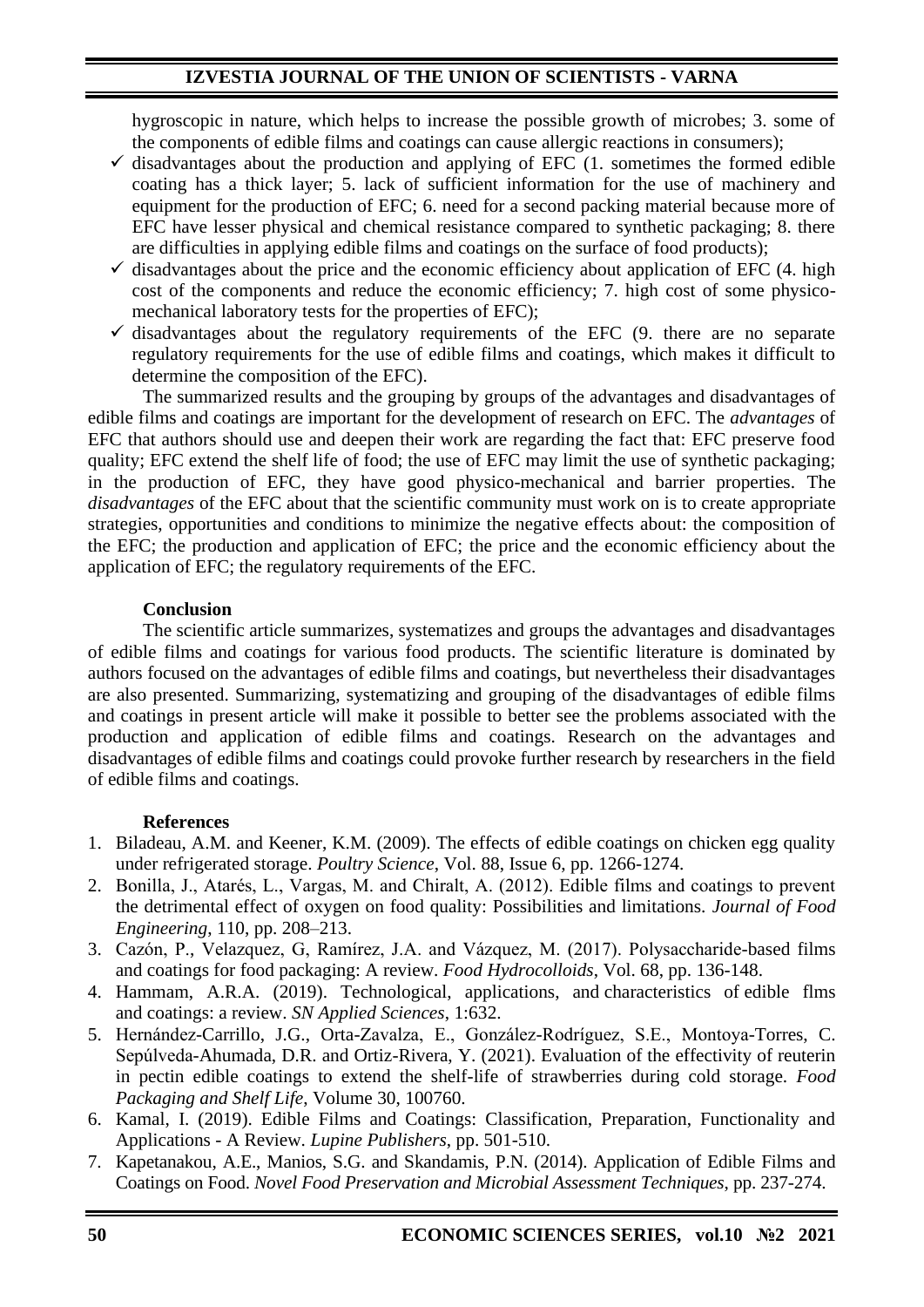hygroscopic in nature, which helps to increase the possible growth of microbes; 3. some of the components of edible films and coatings can cause allergic reactions in consumers);

- ✓ disadvantages about the production and applying of EFC (1. sometimes the formed edible coating has a thick layer; 5. lack of sufficient information for the use of machinery and equipment for the production of EFC; 6. need for a second packing material because more of EFC have lesser physical and chemical resistance compared to synthetic packaging; 8. there are difficulties in applying edible films and coatings on the surface of food products);
- ✓ disadvantages about the price and the economic efficiency about application of EFC (4. high cost of the components and reduce the economic efficiency; 7. high cost of some physico-mechanical laboratory tests for the properties of EFC);
- ✓ disadvantages about the regulatory requirements of the EFC (9. there are no separate regulatory requirements for the use of edible films and coatings, which makes it difficult to determine the composition of the EFC).

The summarized results and the grouping by groups of the advantages and disadvantages of edible films and coatings are important for the development of research on EFC. The *advantages* of EFC that authors should use and deepen their work are regarding the fact that: EFC preserve food quality; EFC extend the shelf life of food; the use of EFC may limit the use of synthetic packaging; in the production of EFC, they have good physico-mechanical and barrier properties. The *disadvantages* of the EFC about that the scientific community must work on is to create appropriate strategies, opportunities and conditions to minimize the negative effects about: the composition of the EFC; the production and application of EFC; the price and the economic efficiency about the application of EFC; the regulatory requirements of the EFC.

## Conclusion

The scientific article summarizes, systematizes and groups the advantages and disadvantages of edible films and coatings for various food products. The scientific literature is dominated by authors focused on the advantages of edible films and coatings, but nevertheless their disadvantages are also presented. Summarizing, systematizing and grouping of the disadvantages of edible films and coatings in present article will make it possible to better see the problems associated with the production and application of edible films and coatings. Research on the advantages and disadvantages of edible films and coatings could provoke further research by researchers in the field of edible films and coatings.

## References

1. Biladeau, A.M. and Keener, K.M. (2009). The effects of edible coatings on chicken egg quality under refrigerated storage. *Poultry Science*, Vol. 88, Issue 6, pp. 1266-1274.
2. Bonilla, J., Atarés, L., Vargas, M. and Chiralt, A. (2012). Edible films and coatings to prevent the detrimental effect of oxygen on food quality: Possibilities and limitations. *Journal of Food Engineering*, 110, pp. 208–213.
3. Cazón, P., Velazquez, G, Ramírez, J.A. and Vázquez, M. (2017). Polysaccharide-based films and coatings for food packaging: A review. *Food Hydrocolloids*, Vol. 68, pp. 136-148.
4. Hammam, A.R.A. (2019). Technological, applications, and characteristics of edible flms and coatings: a review. *SN Applied Sciences*, 1:632.
5. Hernández-Carrillo, J.G., Orta-Zavalza, E., González-Rodríguez, S.E., Montoya-Torres, C. Sepúlveda-Ahumada, D.R. and Ortiz-Rivera, Y. (2021). Evaluation of the effectivity of reuterin in pectin edible coatings to extend the shelf-life of strawberries during cold storage. *Food Packaging and Shelf Life*, Volume 30, 100760.
6. Kamal, I. (2019). Edible Films and Coatings: Classification, Preparation, Functionality and Applications - A Review. *Lupine Publishers*, pp. 501-510.
7. Kapetanakou, A.E., Manios, S.G. and Skandamis, P.N. (2014). Application of Edible Films and Coatings on Food. *Novel Food Preservation and Microbial Assessment Techniques*, pp. 237-274.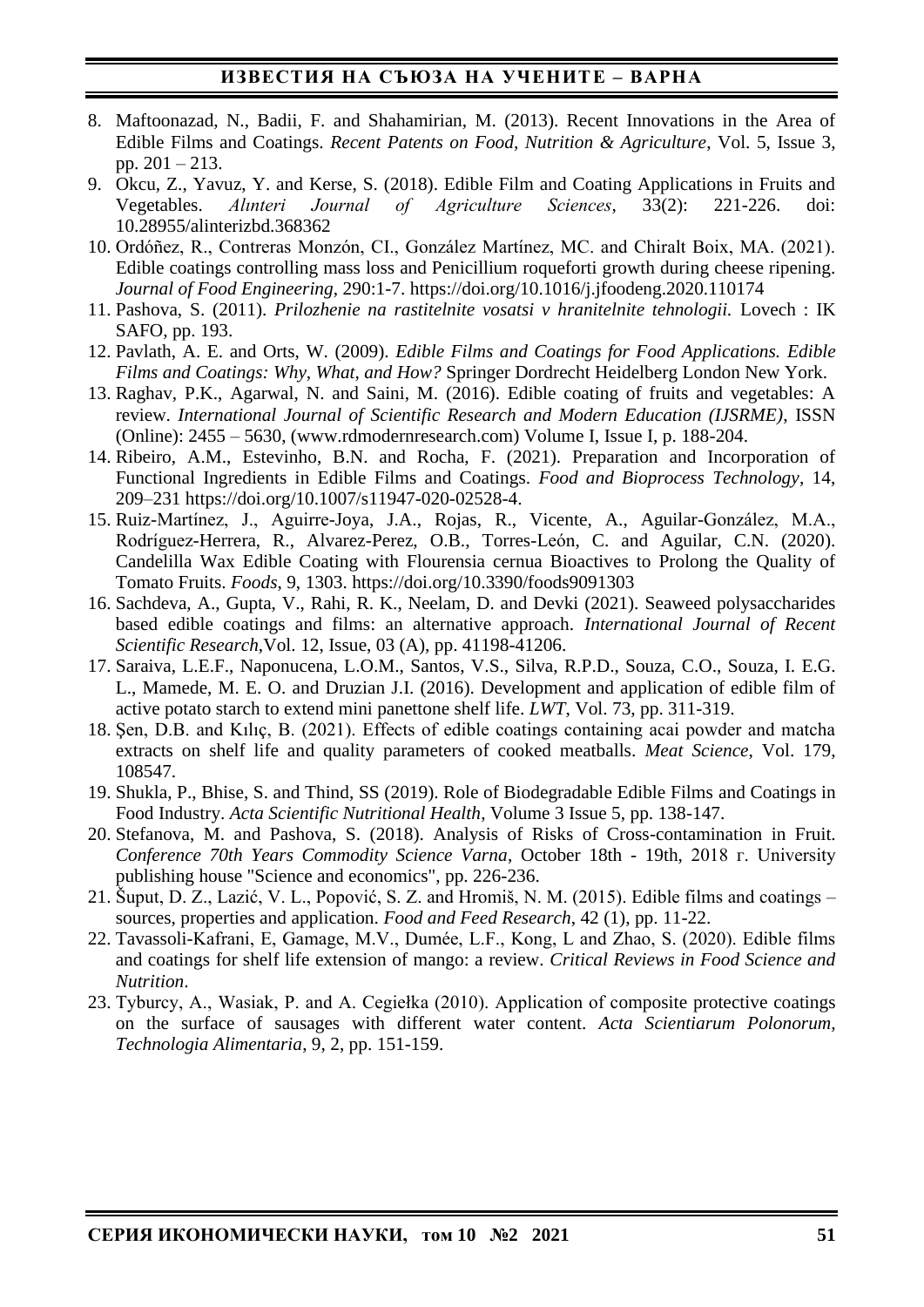8. Maftoonazad, N., Badii, F. and Shahamirian, M. (2013). Recent Innovations in the Area of Edible Films and Coatings. *Recent Patents on Food, Nutrition & Agriculture*, Vol. 5, Issue 3, pp. 201 – 213.
9. Okcu, Z., Yavuz, Y. and Kerse, S. (2018). Edible Film and Coating Applications in Fruits and Vegetables. *Alınteri Journal of Agriculture Sciences*, 33(2): 221-226. doi: 10.28955/alinterizbd.368362
10. Ordóñez, R., Contreras Monzón, CI., González Martínez, MC. and Chiralt Boix, MA. (2021). Edible coatings controlling mass loss and Penicillium roqueforti growth during cheese ripening. *Journal of Food Engineering*, 290:1-7. https://doi.org/10.1016/j.jfoodeng.2020.110174
11. Pashova, S. (2011). *Prilozhenie na rastitelnite vosatsi v hranitelnite tehnologii.* Lovech : IK SAFO, pp. 193.
12. Pavlath, A. E. and Orts, W. (2009). *Edible Films and Coatings for Food Applications. Edible Films and Coatings: Why, What, and How?* Springer Dordrecht Heidelberg London New York.
13. Raghav, P.K., Agarwal, N. and Saini, M. (2016). Edible coating of fruits and vegetables: A review. *International Journal of Scientific Research and Modern Education (IJSRME)*, ISSN (Online): 2455 – 5630, (www.rdmodernresearch.com) Volume I, Issue I, p. 188-204.
14. Ribeiro, A.M., Estevinho, B.N. and Rocha, F. (2021). Preparation and Incorporation of Functional Ingredients in Edible Films and Coatings. *Food and Bioprocess Technology*, 14, 209–231 https://doi.org/10.1007/s11947-020-02528-4.
15. Ruiz-Martínez, J., Aguirre-Joya, J.A., Rojas, R., Vicente, A., Aguilar-González, M.A., Rodríguez-Herrera, R., Alvarez-Perez, O.B., Torres-León, C. and Aguilar, C.N. (2020). Candelilla Wax Edible Coating with Flourensia cernua Bioactives to Prolong the Quality of Tomato Fruits. *Foods*, 9, 1303. https://doi.org/10.3390/foods9091303
16. Sachdeva, A., Gupta, V., Rahi, R. K., Neelam, D. and Devki (2021). Seaweed polysaccharides based edible coatings and films: an alternative approach. *International Journal of Recent Scientific Research*,Vol. 12, Issue, 03 (A), pp. 41198-41206.
17. Saraiva, L.E.F., Naponucena, L.O.M., Santos, V.S., Silva, R.P.D., Souza, C.O., Souza, I. E.G. L., Mamede, M. E. O. and Druzian J.I. (2016). Development and application of edible film of active potato starch to extend mini panettone shelf life. *LWT*, Vol. 73, pp. 311-319.
18. Şen, D.B. and Kılıç, B. (2021). Effects of edible coatings containing acai powder and matcha extracts on shelf life and quality parameters of cooked meatballs. *Meat Science*, Vol. 179, 108547.
19. Shukla, P., Bhise, S. and Thind, SS (2019). Role of Biodegradable Edible Films and Coatings in Food Industry. *Acta Scientific Nutritional Health*, Volume 3 Issue 5, pp. 138-147.
20. Stefanova, M. and Pashova, S. (2018). Analysis of Risks of Cross-contamination in Fruit. *Conference 70th Years Commodity Science Varna*, October 18th - 19th, 2018 г. University publishing house "Science and economics", pp. 226-236.
21. Šuput, D. Z., Lazić, V. L., Popović, S. Z. and Hromiš, N. M. (2015). Edible films and coatings – sources, properties and application. *Food and Feed Research*, 42 (1), pp. 11-22.
22. Tavassoli-Kafrani, E, Gamage, M.V., Dumée, L.F., Kong, L and Zhao, S. (2020). Edible films and coatings for shelf life extension of mango: a review. *Critical Reviews in Food Science and Nutrition*.
23. Tyburcy, A., Wasiak, P. and A. Cegiełka (2010). Application of composite protective coatings on the surface of sausages with different water content. *Acta Scientiarum Polonorum, Technologia Alimentaria*, 9, 2, pp. 151-159.